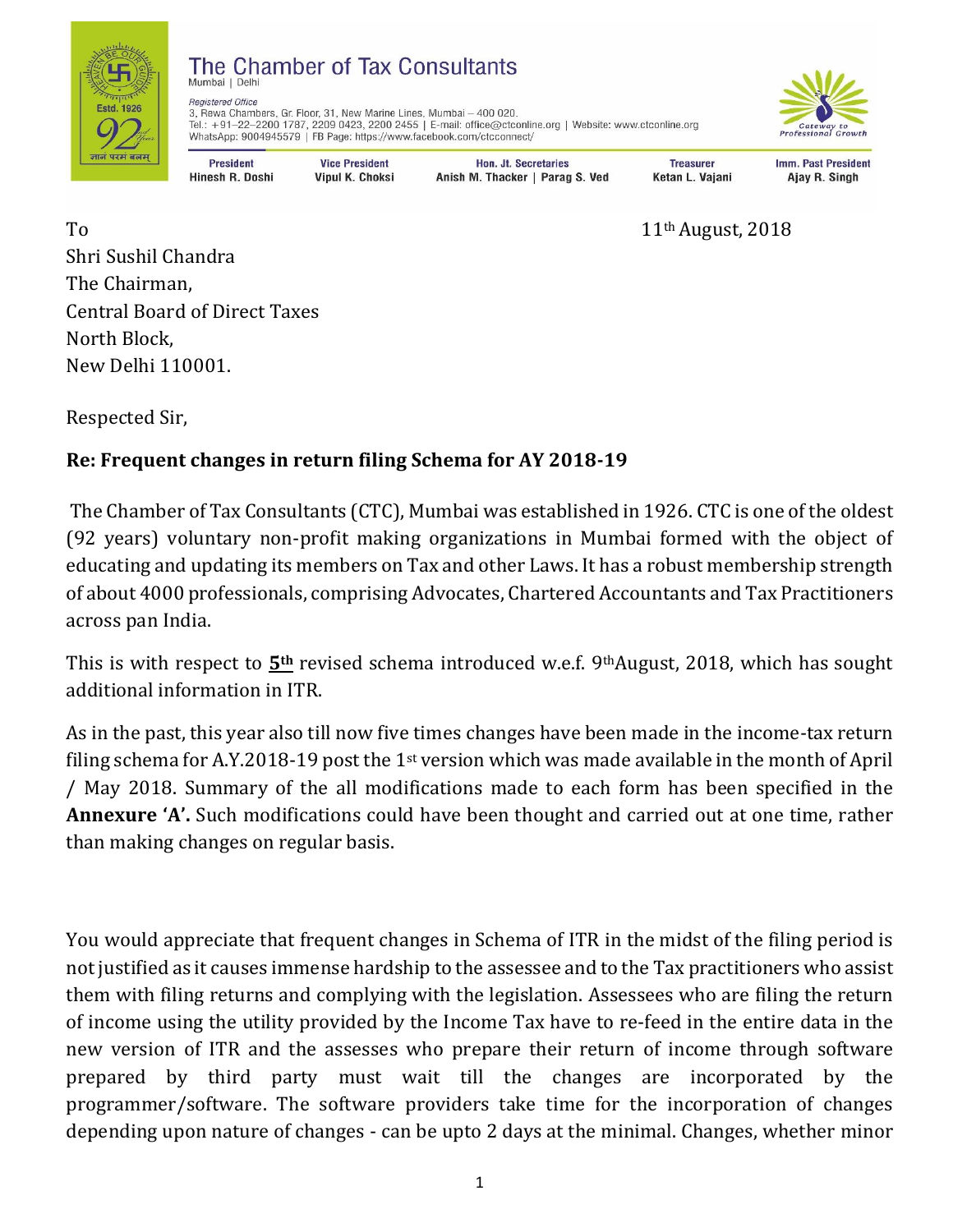# The Chamber of Tax Consultants

Mumbai | Delhi

*Registered Office*
3, Rewa Chambers, Gr. Floor, 31, New Marine Lines, Mumbai – 400 020.
Tel.: +91–22–2200 1787, 2209 0423, 2200 2455 | E-mail: office@ctconline.org | Website: www.ctconline.org
WhatsApp: 9004945579 | FB Page: https://www.facebook.com/ctcconnect/

| President | Vice President | Hon. Jt. Secretaries | Treasurer | Imm. Past President |
|---|---|---|---|---|
| Hinesh R. Doshi | Vipul K. Choksi | Anish M. Thacker \| Parag S. Ved | Ketan L. Vajani | Ajay R. Singh |

To
Shri Sushil Chandra
The Chairman,
Central Board of Direct Taxes
North Block,
New Delhi 110001.

11th August, 2018

Respected Sir,

**Re: Frequent changes in return filing Schema for AY 2018-19**

The Chamber of Tax Consultants (CTC), Mumbai was established in 1926. CTC is one of the oldest (92 years) voluntary non-profit making organizations in Mumbai formed with the object of educating and updating its members on Tax and other Laws. It has a robust membership strength of about 4000 professionals, comprising Advocates, Chartered Accountants and Tax Practitioners across pan India.

This is with respect to **5th** revised schema introduced w.e.f. 9th August, 2018, which has sought additional information in ITR.

As in the past, this year also till now five times changes have been made in the income-tax return filing schema for A.Y.2018-19 post the 1st version which was made available in the month of April / May 2018. Summary of the all modifications made to each form has been specified in the **Annexure 'A'.** Such modifications could have been thought and carried out at one time, rather than making changes on regular basis.

You would appreciate that frequent changes in Schema of ITR in the midst of the filing period is not justified as it causes immense hardship to the assessee and to the Tax practitioners who assist them with filing returns and complying with the legislation. Assessees who are filing the return of income using the utility provided by the Income Tax have to re-feed in the entire data in the new version of ITR and the assesses who prepare their return of income through software prepared by third party must wait till the changes are incorporated by the programmer/software. The software providers take time for the incorporation of changes depending upon nature of changes - can be upto 2 days at the minimal. Changes, whether minor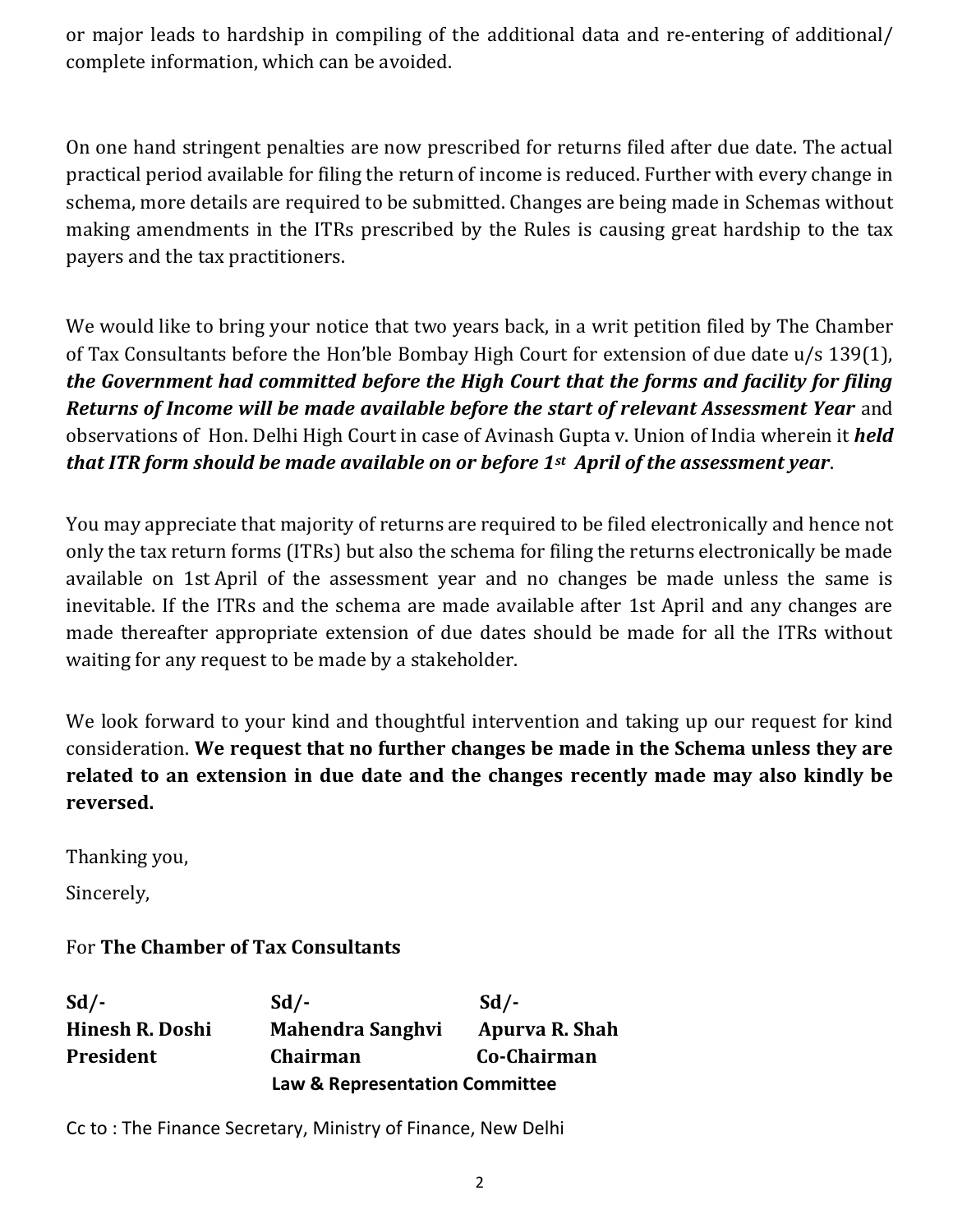or major leads to hardship in compiling of the additional data and re-entering of additional/ complete information, which can be avoided.

On one hand stringent penalties are now prescribed for returns filed after due date. The actual practical period available for filing the return of income is reduced. Further with every change in schema, more details are required to be submitted. Changes are being made in Schemas without making amendments in the ITRs prescribed by the Rules is causing great hardship to the tax payers and the tax practitioners.

We would like to bring your notice that two years back, in a writ petition filed by The Chamber of Tax Consultants before the Hon'ble Bombay High Court for extension of due date u/s 139(1), ***the Government had committed before the High Court that the forms and facility for filing Returns of Income will be made available before the start of relevant Assessment Year*** and observations of Hon. Delhi High Court in case of Avinash Gupta v. Union of India wherein it ***held that ITR form should be made available on or before 1st April of the assessment year***.

You may appreciate that majority of returns are required to be filed electronically and hence not only the tax return forms (ITRs) but also the schema for filing the returns electronically be made available on 1st April of the assessment year and no changes be made unless the same is inevitable. If the ITRs and the schema are made available after 1st April and any changes are made thereafter appropriate extension of due dates should be made for all the ITRs without waiting for any request to be made by a stakeholder.

We look forward to your kind and thoughtful intervention and taking up our request for kind consideration. **We request that no further changes be made in the Schema unless they are related to an extension in due date and the changes recently made may also kindly be reversed.**

Thanking you,

Sincerely,

For **The Chamber of Tax Consultants**

| | | |
|---|---|---|
| **Sd/-** | **Sd/-** | **Sd/-** |
| **Hinesh R. Doshi** | **Mahendra Sanghvi** | **Apurva R. Shah** |
| **President** | **Chairman** | **Co-Chairman** |
| | **Law & Representation Committee** | |

Cc to : The Finance Secretary, Ministry of Finance, New Delhi